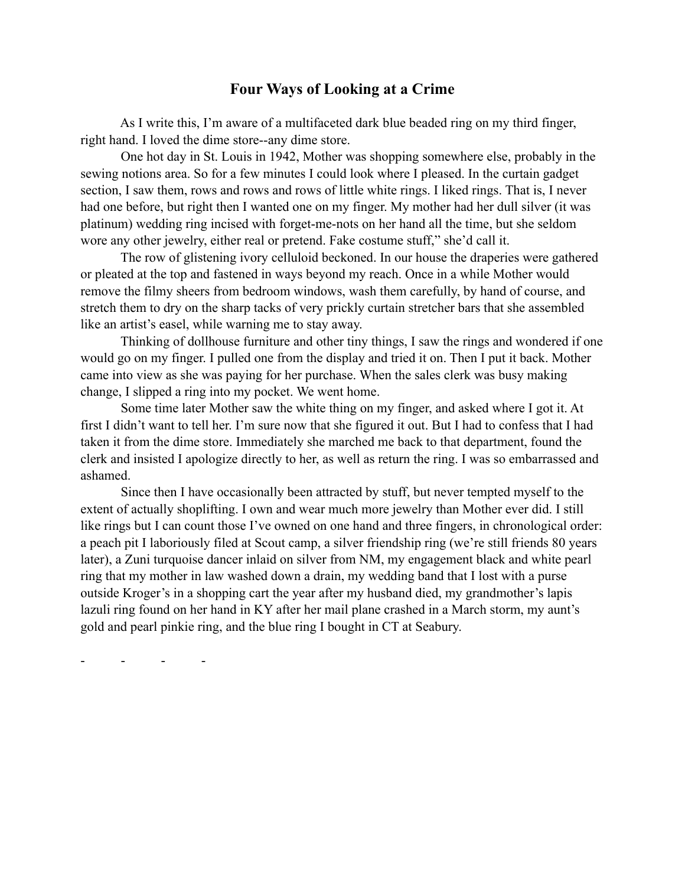# Four Ways of Looking at a Crime

As I write this, I'm aware of a multifaceted dark blue beaded ring on my third finger, right hand. I loved the dime store--any dime store.

One hot day in St. Louis in 1942, Mother was shopping somewhere else, probably in the sewing notions area. So for a few minutes I could look where I pleased. In the curtain gadget section, I saw them, rows and rows and rows of little white rings. I liked rings. That is, I never had one before, but right then I wanted one on my finger. My mother had her dull silver (it was platinum) wedding ring incised with forget-me-nots on her hand all the time, but she seldom wore any other jewelry, either real or pretend. Fake costume stuff," she'd call it.

The row of glistening ivory celluloid beckoned. In our house the draperies were gathered or pleated at the top and fastened in ways beyond my reach. Once in a while Mother would remove the filmy sheers from bedroom windows, wash them carefully, by hand of course, and stretch them to dry on the sharp tacks of very prickly curtain stretcher bars that she assembled like an artist's easel, while warning me to stay away.

Thinking of dollhouse furniture and other tiny things, I saw the rings and wondered if one would go on my finger. I pulled one from the display and tried it on. Then I put it back. Mother came into view as she was paying for her purchase. When the sales clerk was busy making change, I slipped a ring into my pocket. We went home.

Some time later Mother saw the white thing on my finger, and asked where I got it. At first I didn't want to tell her. I'm sure now that she figured it out. But I had to confess that I had taken it from the dime store. Immediately she marched me back to that department, found the clerk and insisted I apologize directly to her, as well as return the ring. I was so embarrassed and ashamed.

Since then I have occasionally been attracted by stuff, but never tempted myself to the extent of actually shoplifting. I own and wear much more jewelry than Mother ever did. I still like rings but I can count those I've owned on one hand and three fingers, in chronological order: a peach pit I laboriously filed at Scout camp, a silver friendship ring (we're still friends 80 years later), a Zuni turquoise dancer inlaid on silver from NM, my engagement black and white pearl ring that my mother in law washed down a drain, my wedding band that I lost with a purse outside Kroger's in a shopping cart the year after my husband died, my grandmother's lapis lazuli ring found on her hand in KY after her mail plane crashed in a March storm, my aunt's gold and pearl pinkie ring, and the blue ring I bought in CT at Seabury.

- - - -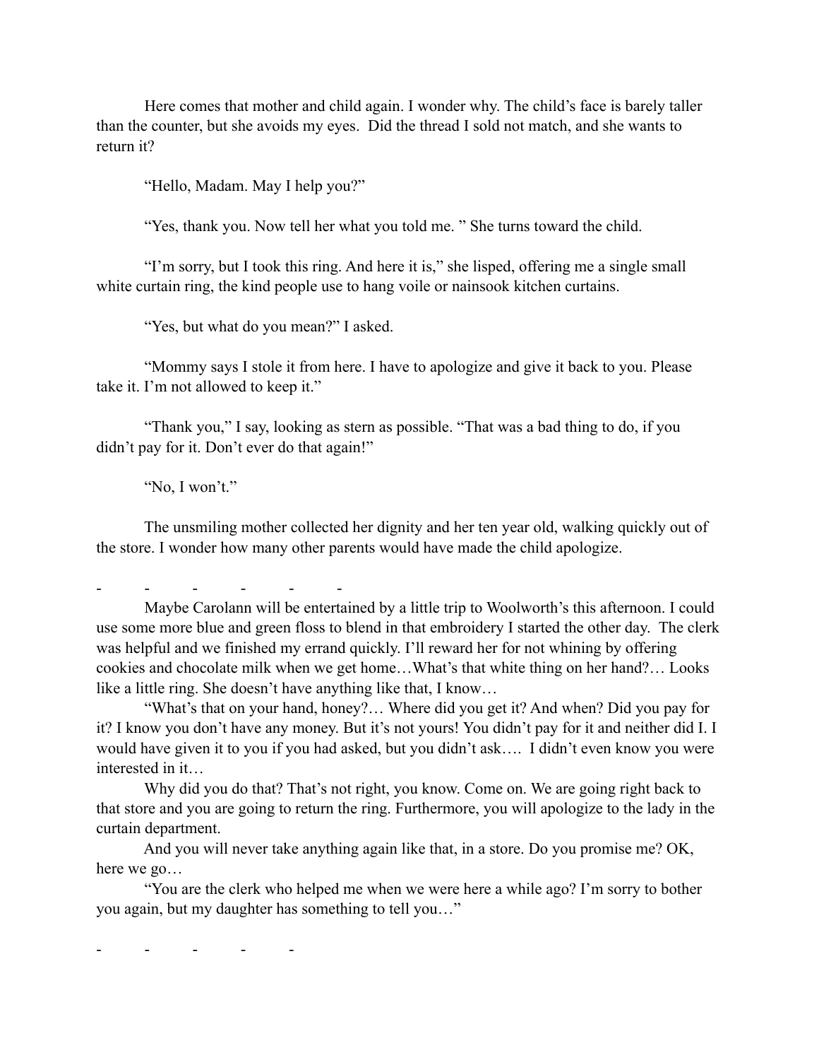Here comes that mother and child again. I wonder why. The child's face is barely taller than the counter, but she avoids my eyes. Did the thread I sold not match, and she wants to return it?

"Hello, Madam. May I help you?"

"Yes, thank you. Now tell her what you told me. " She turns toward the child.

"I'm sorry, but I took this ring. And here it is," she lisped, offering me a single small white curtain ring, the kind people use to hang voile or nainsook kitchen curtains.

"Yes, but what do you mean?" I asked.

"Mommy says I stole it from here. I have to apologize and give it back to you. Please take it. I'm not allowed to keep it."

"Thank you," I say, looking as stern as possible. "That was a bad thing to do, if you didn't pay for it. Don't ever do that again!"

"No, I won't."

The unsmiling mother collected her dignity and her ten year old, walking quickly out of the store. I wonder how many other parents would have made the child apologize.

\- - - - - -

Maybe Carolann will be entertained by a little trip to Woolworth's this afternoon. I could use some more blue and green floss to blend in that embroidery I started the other day. The clerk was helpful and we finished my errand quickly. I'll reward her for not whining by offering cookies and chocolate milk when we get home…What's that white thing on her hand?… Looks like a little ring. She doesn't have anything like that, I know…

"What's that on your hand, honey?… Where did you get it? And when? Did you pay for it? I know you don't have any money. But it's not yours! You didn't pay for it and neither did I. I would have given it to you if you had asked, but you didn't ask…. I didn't even know you were interested in it…

Why did you do that? That's not right, you know. Come on. We are going right back to that store and you are going to return the ring. Furthermore, you will apologize to the lady in the curtain department.

And you will never take anything again like that, in a store. Do you promise me? OK, here we go…

"You are the clerk who helped me when we were here a while ago? I'm sorry to bother you again, but my daughter has something to tell you…"

\- - - - -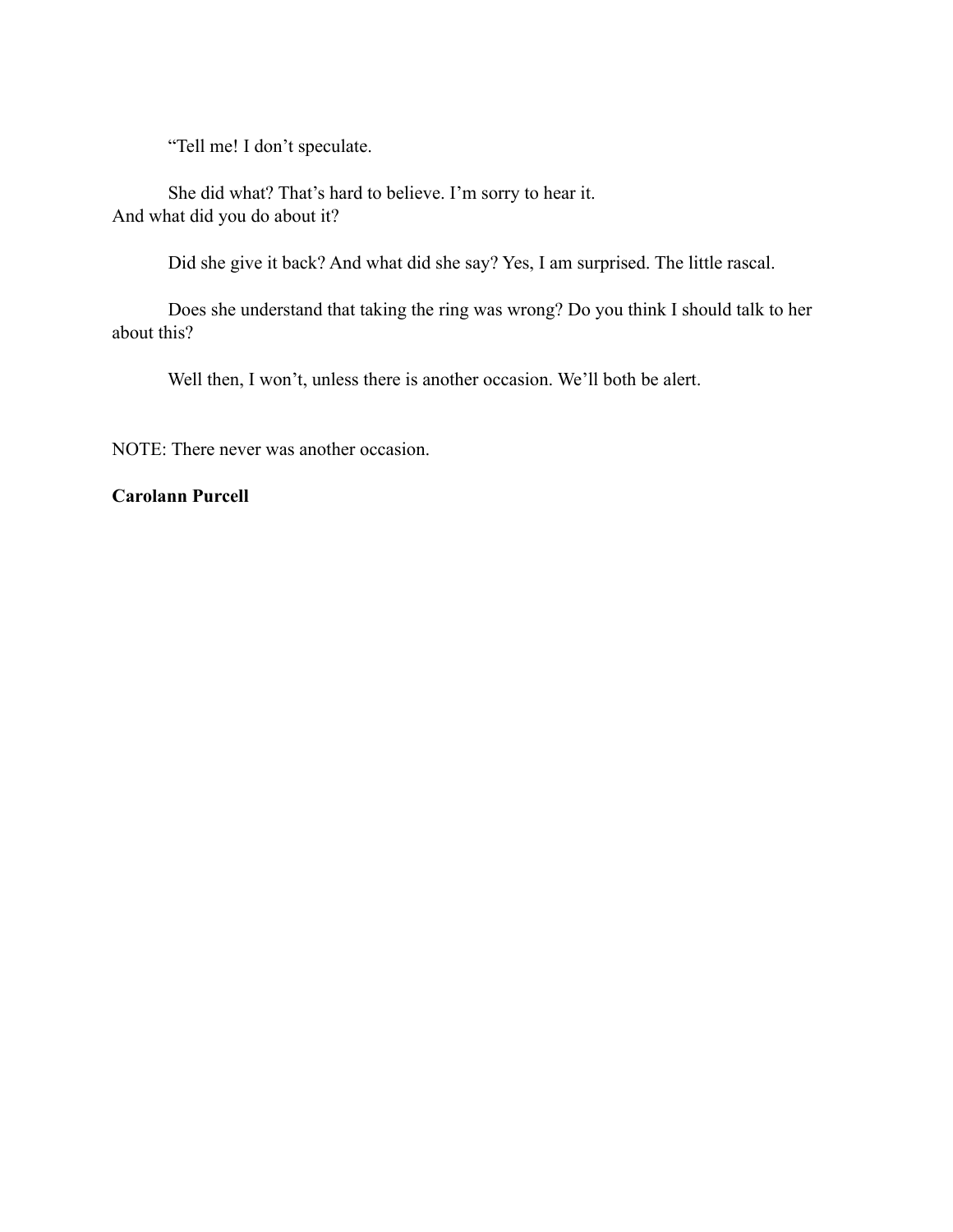"Tell me! I don't speculate.

She did what? That's hard to believe. I'm sorry to hear it. And what did you do about it?

Did she give it back? And what did she say? Yes, I am surprised. The little rascal.

Does she understand that taking the ring was wrong? Do you think I should talk to her about this?

Well then, I won't, unless there is another occasion. We'll both be alert.

NOTE: There never was another occasion.

**Carolann Purcell**